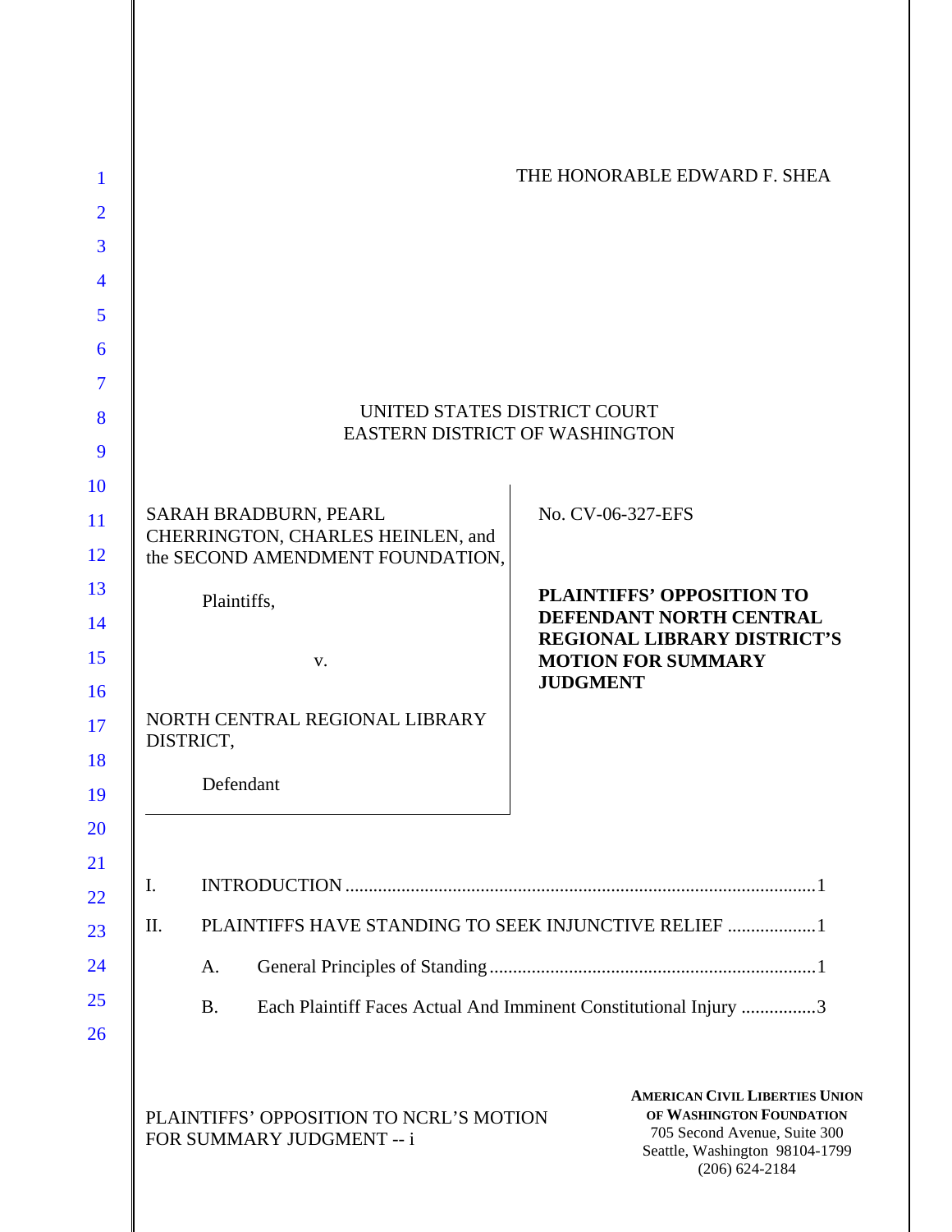THE HONORABLE EDWARD F. SHEA

UNITED STATES DISTRICT COURT
EASTERN DISTRICT OF WASHINGTON

SARAH BRADBURN, PEARL CHERRINGTON, CHARLES HEINLEN, and the SECOND AMENDMENT FOUNDATION,

Plaintiffs,

v.

NORTH CENTRAL REGIONAL LIBRARY DISTRICT,

Defendant

No. CV-06-327-EFS

**PLAINTIFFS' OPPOSITION TO DEFENDANT NORTH CENTRAL REGIONAL LIBRARY DISTRICT'S MOTION FOR SUMMARY JUDGMENT**

I. INTRODUCTION ....................................................................................................1

II. PLAINTIFFS HAVE STANDING TO SEEK INJUNCTIVE RELIEF ...................1

A. General Principles of Standing ......................................................................1

B. Each Plaintiff Faces Actual And Imminent Constitutional Injury ................3

PLAINTIFFS' OPPOSITION TO NCRL'S MOTION FOR SUMMARY JUDGMENT -- i

**AMERICAN CIVIL LIBERTIES UNION OF WASHINGTON FOUNDATION**
705 Second Avenue, Suite 300
Seattle, Washington 98104-1799
(206) 624-2184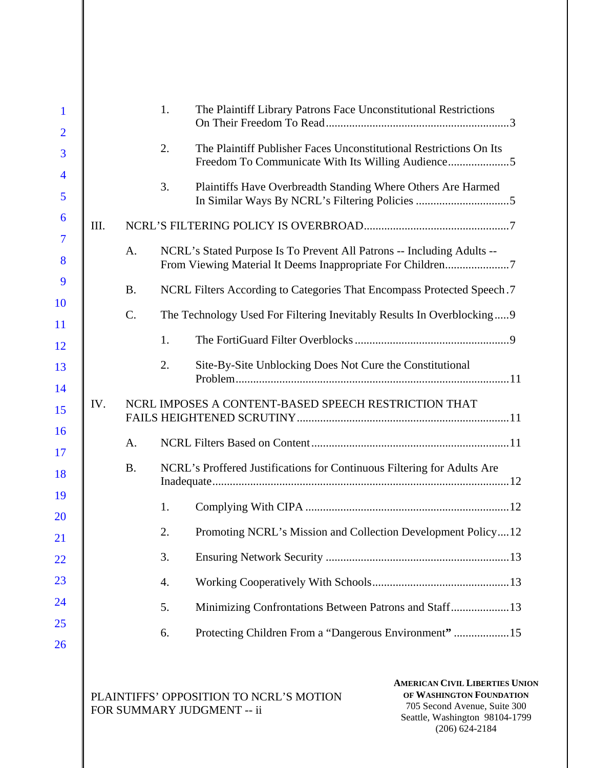1. The Plaintiff Library Patrons Face Unconstitutional Restrictions On Their Freedom To Read ..... 3
2. The Plaintiff Publisher Faces Unconstitutional Restrictions On Its Freedom To Communicate With Its Willing Audience ..... 5
3. Plaintiffs Have Overbreadth Standing Where Others Are Harmed In Similar Ways By NCRL's Filtering Policies ..... 5

III. NCRL'S FILTERING POLICY IS OVERBROAD ..... 7

A. NCRL's Stated Purpose Is To Prevent All Patrons -- Including Adults -- From Viewing Material It Deems Inappropriate For Children ..... 7

B. NCRL Filters According to Categories That Encompass Protected Speech ..... 7

C. The Technology Used For Filtering Inevitably Results In Overblocking ..... 9

1. The FortiGuard Filter Overblocks ..... 9
2. Site-By-Site Unblocking Does Not Cure the Constitutional Problem ..... 11

IV. NCRL IMPOSES A CONTENT-BASED SPEECH RESTRICTION THAT FAILS HEIGHTENED SCRUTINY ..... 11

A. NCRL Filters Based on Content ..... 11

B. NCRL's Proffered Justifications for Continuous Filtering for Adults Are Inadequate ..... 12

1. Complying With CIPA ..... 12
2. Promoting NCRL's Mission and Collection Development Policy ..... 12
3. Ensuring Network Security ..... 13
4. Working Cooperatively With Schools ..... 13
5. Minimizing Confrontations Between Patrons and Staff ..... 13
6. Protecting Children From a "Dangerous Environment" ..... 15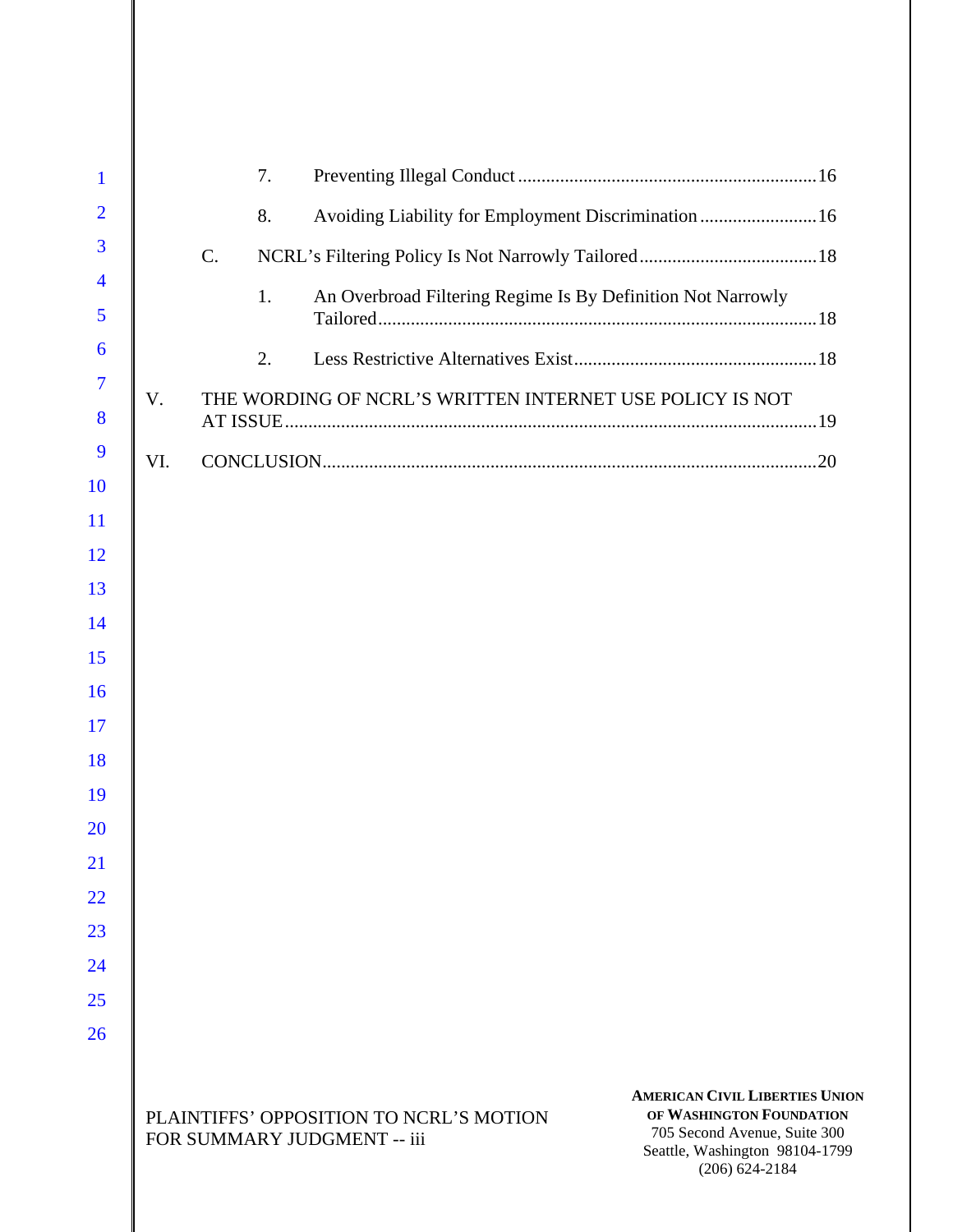7. Preventing Illegal Conduct ................................................................16

8. Avoiding Liability for Employment Discrimination .........................16

C. NCRL's Filtering Policy Is Not Narrowly Tailored ......................................18

1. An Overbroad Filtering Regime Is By Definition Not Narrowly Tailored ..............................................................................................18

2. Less Restrictive Alternatives Exist ....................................................18

V. THE WORDING OF NCRL'S WRITTEN INTERNET USE POLICY IS NOT AT ISSUE ..................................................................................................................19

VI. CONCLUSION .........................................................................................................20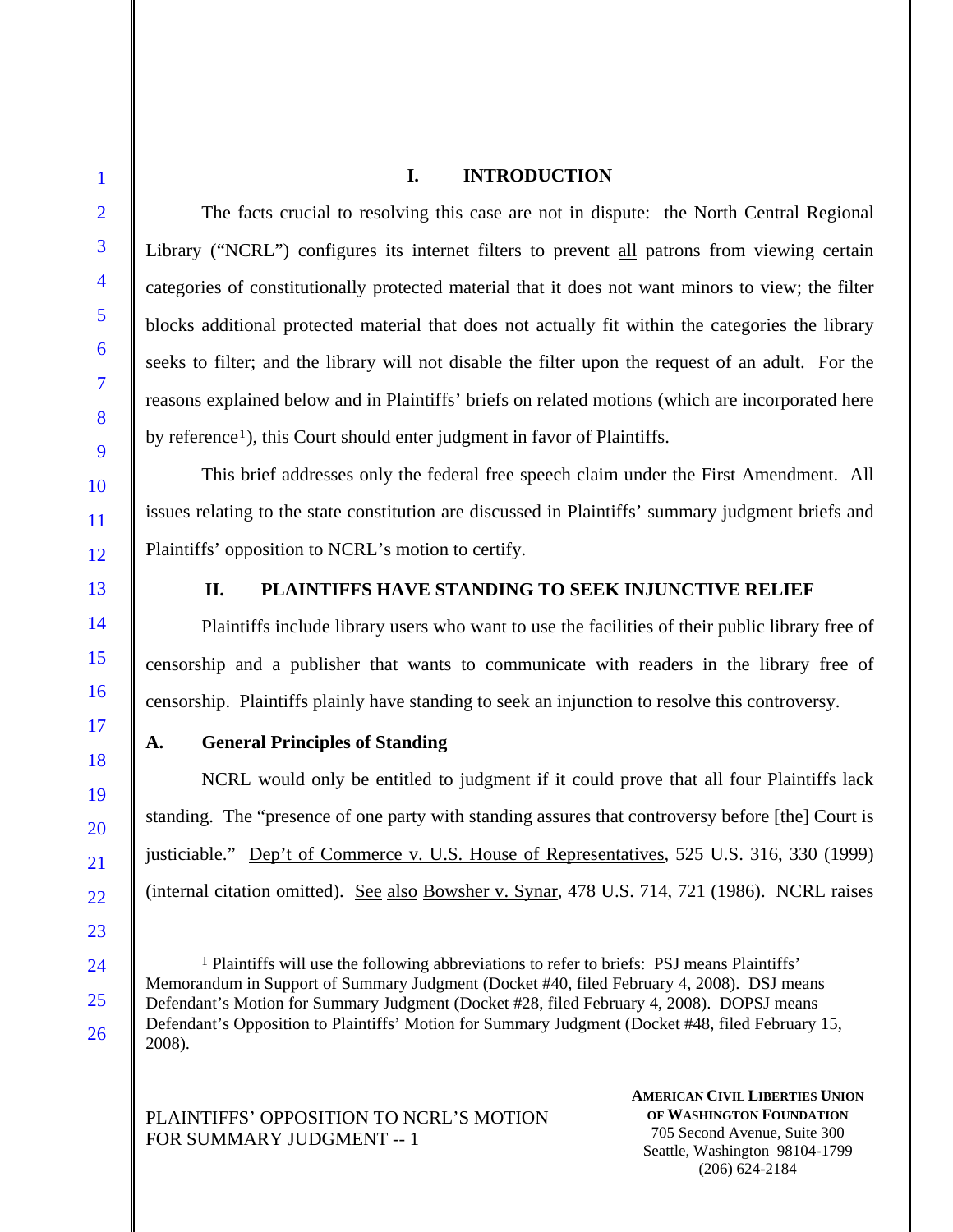## I. INTRODUCTION

The facts crucial to resolving this case are not in dispute: the North Central Regional Library ("NCRL") configures its internet filters to prevent all patrons from viewing certain categories of constitutionally protected material that it does not want minors to view; the filter blocks additional protected material that does not actually fit within the categories the library seeks to filter; and the library will not disable the filter upon the request of an adult. For the reasons explained below and in Plaintiffs' briefs on related motions (which are incorporated here by reference[1]), this Court should enter judgment in favor of Plaintiffs.

This brief addresses only the federal free speech claim under the First Amendment. All issues relating to the state constitution are discussed in Plaintiffs' summary judgment briefs and Plaintiffs' opposition to NCRL's motion to certify.

## II. PLAINTIFFS HAVE STANDING TO SEEK INJUNCTIVE RELIEF

Plaintiffs include library users who want to use the facilities of their public library free of censorship and a publisher that wants to communicate with readers in the library free of censorship. Plaintiffs plainly have standing to seek an injunction to resolve this controversy.

### A. General Principles of Standing

NCRL would only be entitled to judgment if it could prove that all four Plaintiffs lack standing. The "presence of one party with standing assures that controversy before [the] Court is justiciable." Dep't of Commerce v. U.S. House of Representatives, 525 U.S. 316, 330 (1999) (internal citation omitted). See also Bowsher v. Synar, 478 U.S. 714, 721 (1986). NCRL raises

---

[1] Plaintiffs will use the following abbreviations to refer to briefs: PSJ means Plaintiffs' Memorandum in Support of Summary Judgment (Docket #40, filed February 4, 2008). DSJ means Defendant's Motion for Summary Judgment (Docket #28, filed February 4, 2008). DOPSJ means Defendant's Opposition to Plaintiffs' Motion for Summary Judgment (Docket #48, filed February 15, 2008).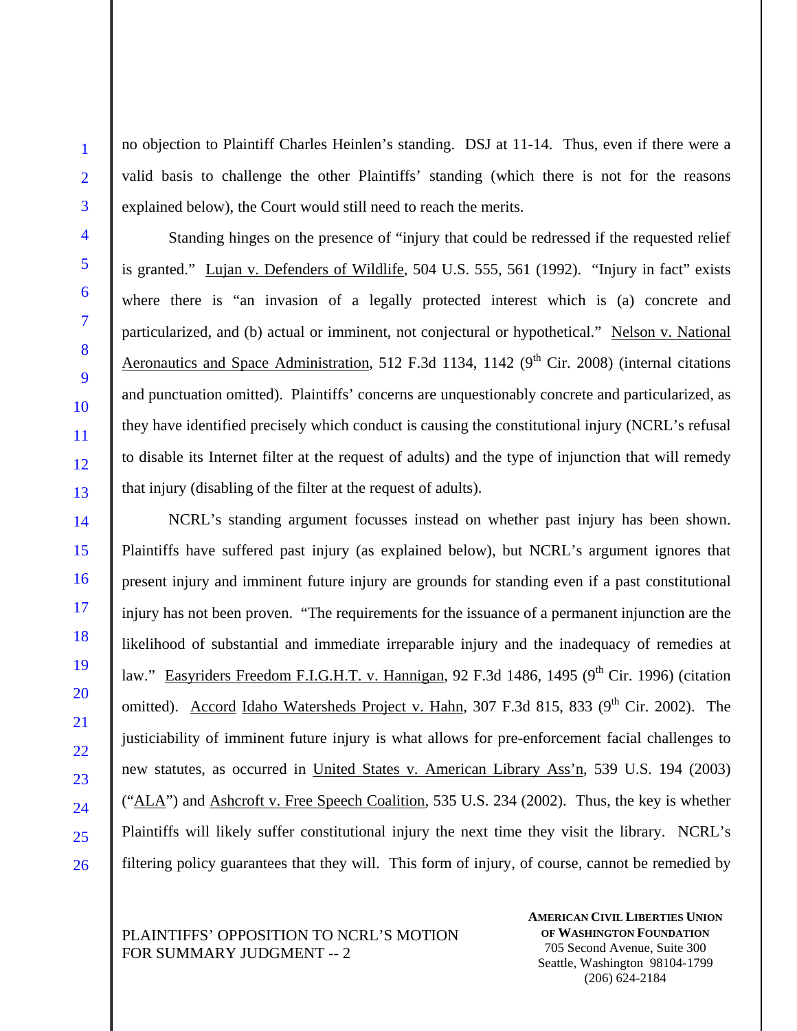no objection to Plaintiff Charles Heinlen's standing. DSJ at 11-14. Thus, even if there were a valid basis to challenge the other Plaintiffs' standing (which there is not for the reasons explained below), the Court would still need to reach the merits.

Standing hinges on the presence of "injury that could be redressed if the requested relief is granted." Lujan v. Defenders of Wildlife, 504 U.S. 555, 561 (1992). "Injury in fact" exists where there is "an invasion of a legally protected interest which is (a) concrete and particularized, and (b) actual or imminent, not conjectural or hypothetical." Nelson v. National Aeronautics and Space Administration, 512 F.3d 1134, 1142 (9th Cir. 2008) (internal citations and punctuation omitted). Plaintiffs' concerns are unquestionably concrete and particularized, as they have identified precisely which conduct is causing the constitutional injury (NCRL's refusal to disable its Internet filter at the request of adults) and the type of injunction that will remedy that injury (disabling of the filter at the request of adults).

NCRL's standing argument focusses instead on whether past injury has been shown. Plaintiffs have suffered past injury (as explained below), but NCRL's argument ignores that present injury and imminent future injury are grounds for standing even if a past constitutional injury has not been proven. "The requirements for the issuance of a permanent injunction are the likelihood of substantial and immediate irreparable injury and the inadequacy of remedies at law." Easyriders Freedom F.I.G.H.T. v. Hannigan, 92 F.3d 1486, 1495 (9th Cir. 1996) (citation omitted). Accord Idaho Watersheds Project v. Hahn, 307 F.3d 815, 833 (9th Cir. 2002). The justiciability of imminent future injury is what allows for pre-enforcement facial challenges to new statutes, as occurred in United States v. American Library Ass'n, 539 U.S. 194 (2003) ("ALA") and Ashcroft v. Free Speech Coalition, 535 U.S. 234 (2002). Thus, the key is whether Plaintiffs will likely suffer constitutional injury the next time they visit the library. NCRL's filtering policy guarantees that they will. This form of injury, of course, cannot be remedied by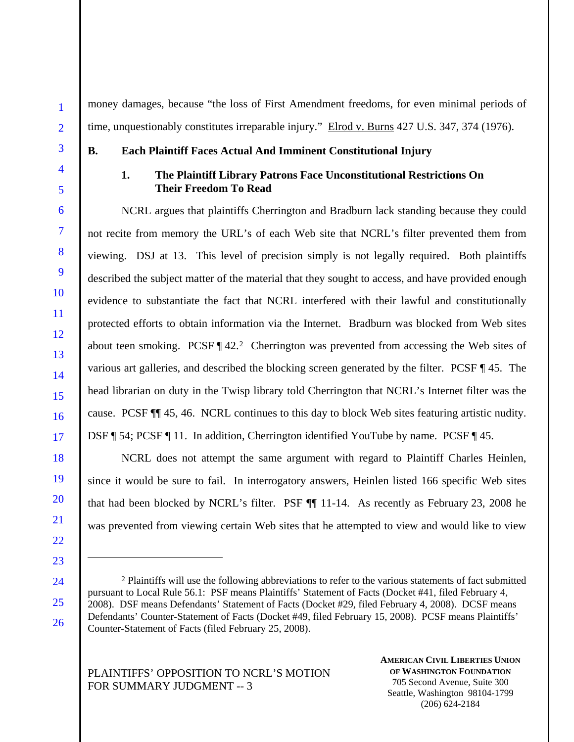money damages, because "the loss of First Amendment freedoms, for even minimal periods of time, unquestionably constitutes irreparable injury." Elrod v. Burns 427 U.S. 347, 374 (1976).

### B. Each Plaintiff Faces Actual And Imminent Constitutional Injury

#### 1. The Plaintiff Library Patrons Face Unconstitutional Restrictions On Their Freedom To Read

NCRL argues that plaintiffs Cherrington and Bradburn lack standing because they could not recite from memory the URL's of each Web site that NCRL's filter prevented them from viewing. DSJ at 13. This level of precision simply is not legally required. Both plaintiffs described the subject matter of the material that they sought to access, and have provided enough evidence to substantiate the fact that NCRL interfered with their lawful and constitutionally protected efforts to obtain information via the Internet. Bradburn was blocked from Web sites about teen smoking. PCSF ¶ 42.[2] Cherrington was prevented from accessing the Web sites of various art galleries, and described the blocking screen generated by the filter. PCSF ¶ 45. The head librarian on duty in the Twisp library told Cherrington that NCRL's Internet filter was the cause. PCSF ¶¶ 45, 46. NCRL continues to this day to block Web sites featuring artistic nudity. DSF ¶ 54; PCSF ¶ 11. In addition, Cherrington identified YouTube by name. PCSF ¶ 45.

NCRL does not attempt the same argument with regard to Plaintiff Charles Heinlen, since it would be sure to fail. In interrogatory answers, Heinlen listed 166 specific Web sites that had been blocked by NCRL's filter. PSF ¶¶ 11-14. As recently as February 23, 2008 he was prevented from viewing certain Web sites that he attempted to view and would like to view

---

[2] Plaintiffs will use the following abbreviations to refer to the various statements of fact submitted pursuant to Local Rule 56.1: PSF means Plaintiffs' Statement of Facts (Docket #41, filed February 4, 2008). DSF means Defendants' Statement of Facts (Docket #29, filed February 4, 2008). DCSF means Defendants' Counter-Statement of Facts (Docket #49, filed February 15, 2008). PCSF means Plaintiffs' Counter-Statement of Facts (filed February 25, 2008).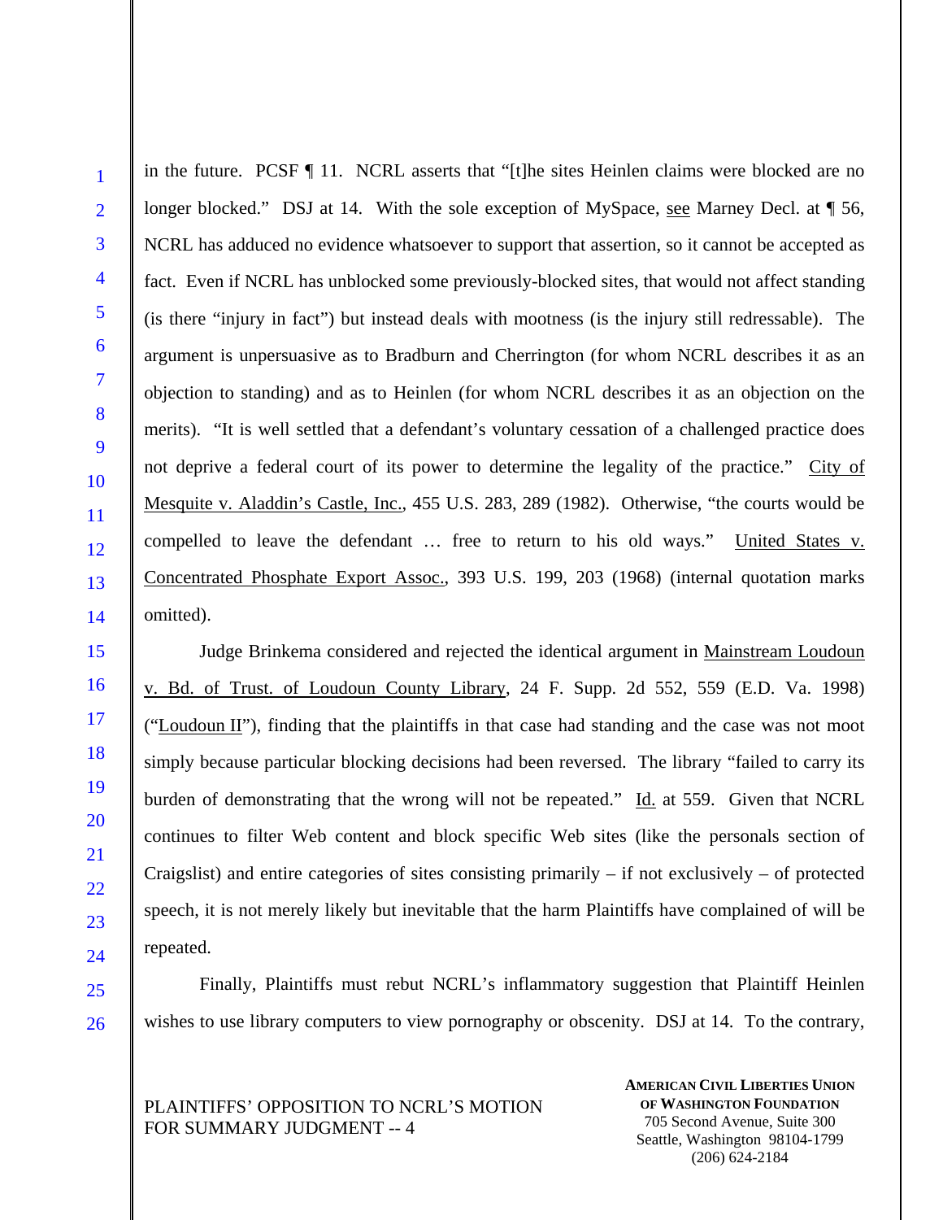in the future. PCSF ¶ 11. NCRL asserts that "[t]he sites Heinlen claims were blocked are no longer blocked." DSJ at 14. With the sole exception of MySpace, see Marney Decl. at ¶ 56, NCRL has adduced no evidence whatsoever to support that assertion, so it cannot be accepted as fact. Even if NCRL has unblocked some previously-blocked sites, that would not affect standing (is there "injury in fact") but instead deals with mootness (is the injury still redressable). The argument is unpersuasive as to Bradburn and Cherrington (for whom NCRL describes it as an objection to standing) and as to Heinlen (for whom NCRL describes it as an objection on the merits). "It is well settled that a defendant's voluntary cessation of a challenged practice does not deprive a federal court of its power to determine the legality of the practice." City of Mesquite v. Aladdin's Castle, Inc., 455 U.S. 283, 289 (1982). Otherwise, "the courts would be compelled to leave the defendant … free to return to his old ways." United States v. Concentrated Phosphate Export Assoc., 393 U.S. 199, 203 (1968) (internal quotation marks omitted).

Judge Brinkema considered and rejected the identical argument in Mainstream Loudoun v. Bd. of Trust. of Loudoun County Library, 24 F. Supp. 2d 552, 559 (E.D. Va. 1998) ("Loudoun II"), finding that the plaintiffs in that case had standing and the case was not moot simply because particular blocking decisions had been reversed. The library "failed to carry its burden of demonstrating that the wrong will not be repeated." Id. at 559. Given that NCRL continues to filter Web content and block specific Web sites (like the personals section of Craigslist) and entire categories of sites consisting primarily – if not exclusively – of protected speech, it is not merely likely but inevitable that the harm Plaintiffs have complained of will be repeated.

Finally, Plaintiffs must rebut NCRL's inflammatory suggestion that Plaintiff Heinlen wishes to use library computers to view pornography or obscenity. DSJ at 14. To the contrary,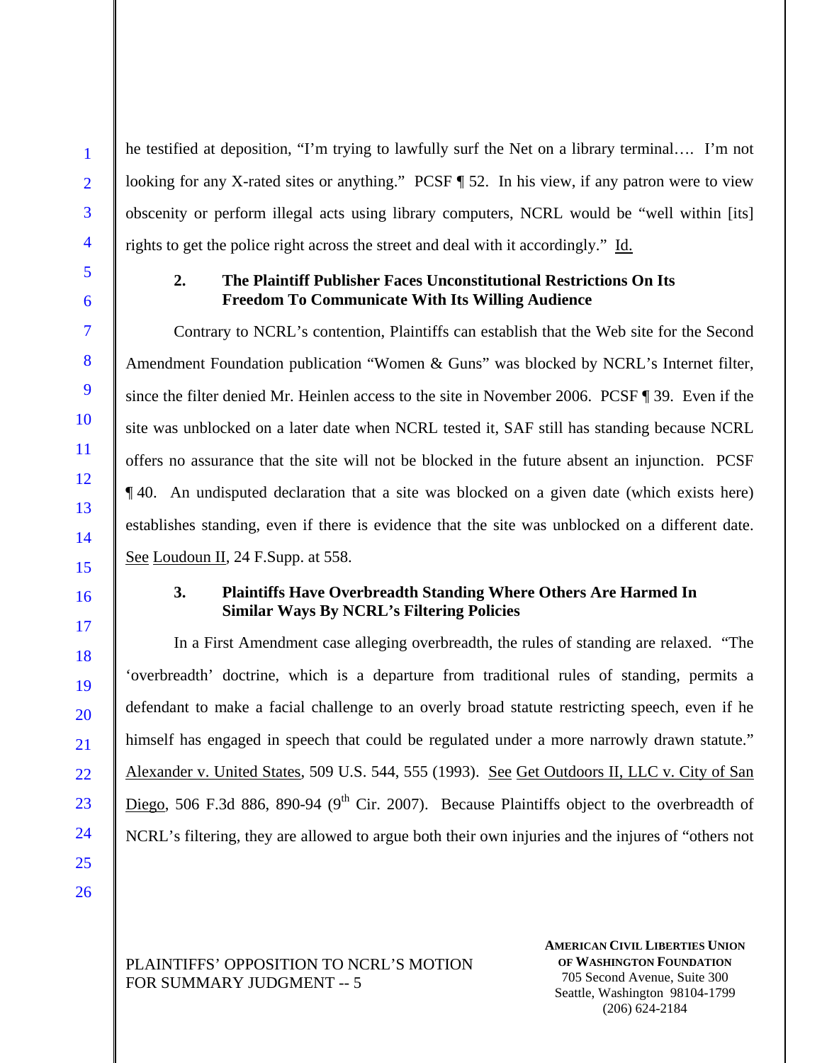he testified at deposition, "I'm trying to lawfully surf the Net on a library terminal…. I'm not looking for any X-rated sites or anything." PCSF ¶ 52. In his view, if any patron were to view obscenity or perform illegal acts using library computers, NCRL would be "well within [its] rights to get the police right across the street and deal with it accordingly." Id.

### 2. The Plaintiff Publisher Faces Unconstitutional Restrictions On Its Freedom To Communicate With Its Willing Audience

Contrary to NCRL's contention, Plaintiffs can establish that the Web site for the Second Amendment Foundation publication "Women & Guns" was blocked by NCRL's Internet filter, since the filter denied Mr. Heinlen access to the site in November 2006. PCSF ¶ 39. Even if the site was unblocked on a later date when NCRL tested it, SAF still has standing because NCRL offers no assurance that the site will not be blocked in the future absent an injunction. PCSF ¶ 40. An undisputed declaration that a site was blocked on a given date (which exists here) establishes standing, even if there is evidence that the site was unblocked on a different date. See Loudoun II, 24 F.Supp. at 558.

### 3. Plaintiffs Have Overbreadth Standing Where Others Are Harmed In Similar Ways By NCRL's Filtering Policies

In a First Amendment case alleging overbreadth, the rules of standing are relaxed. "The 'overbreadth' doctrine, which is a departure from traditional rules of standing, permits a defendant to make a facial challenge to an overly broad statute restricting speech, even if he himself has engaged in speech that could be regulated under a more narrowly drawn statute." Alexander v. United States, 509 U.S. 544, 555 (1993). See Get Outdoors II, LLC v. City of San Diego, 506 F.3d 886, 890-94 (9th Cir. 2007). Because Plaintiffs object to the overbreadth of NCRL's filtering, they are allowed to argue both their own injuries and the injures of "others not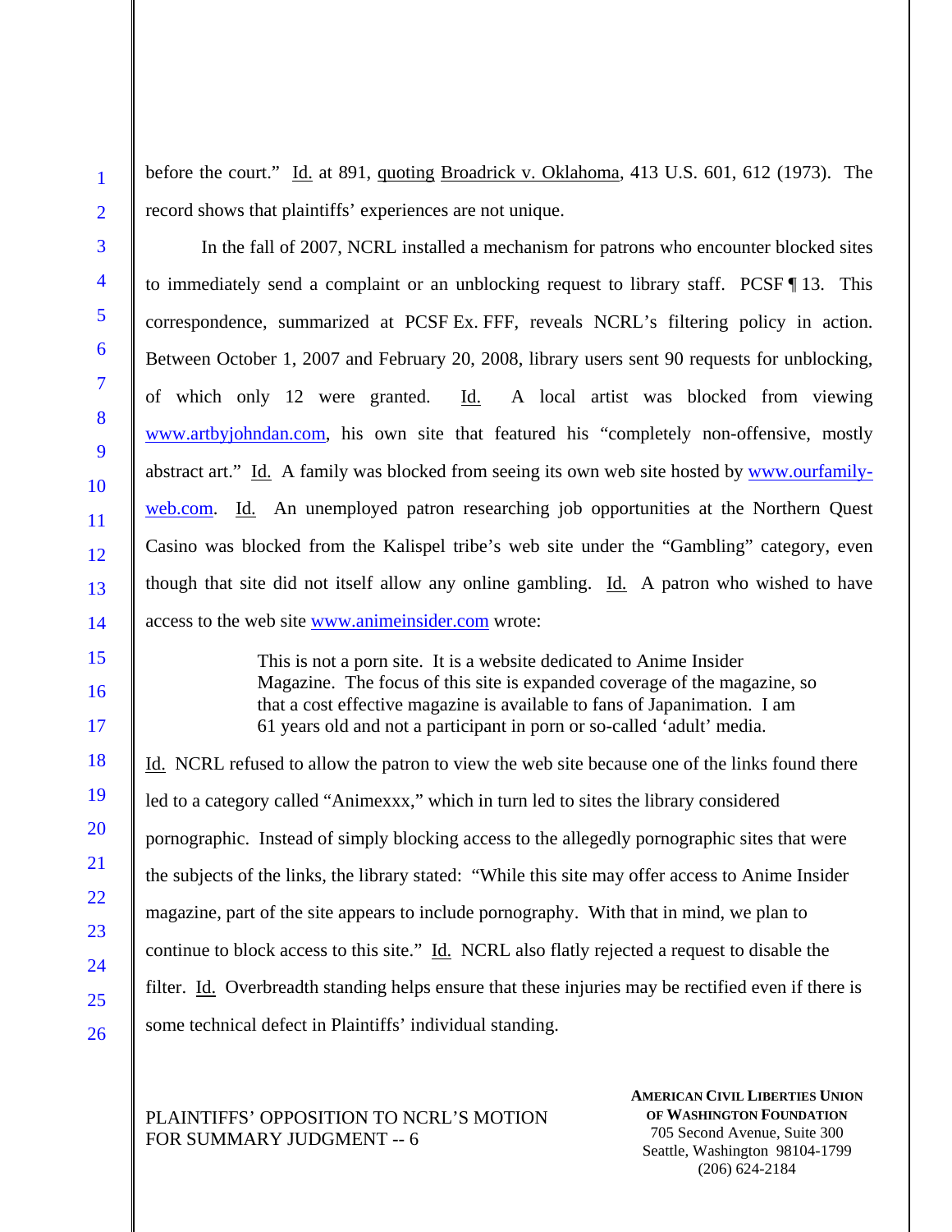before the court." Id. at 891, quoting Broadrick v. Oklahoma, 413 U.S. 601, 612 (1973). The record shows that plaintiffs' experiences are not unique.

In the fall of 2007, NCRL installed a mechanism for patrons who encounter blocked sites to immediately send a complaint or an unblocking request to library staff. PCSF ¶ 13. This correspondence, summarized at PCSF Ex. FFF, reveals NCRL's filtering policy in action. Between October 1, 2007 and February 20, 2008, library users sent 90 requests for unblocking, of which only 12 were granted. Id. A local artist was blocked from viewing www.artbyjohndan.com, his own site that featured his "completely non-offensive, mostly abstract art." Id. A family was blocked from seeing its own web site hosted by www.ourfamily-web.com. Id. An unemployed patron researching job opportunities at the Northern Quest Casino was blocked from the Kalispel tribe's web site under the "Gambling" category, even though that site did not itself allow any online gambling. Id. A patron who wished to have access to the web site www.animeinsider.com wrote:

> This is not a porn site. It is a website dedicated to Anime Insider Magazine. The focus of this site is expanded coverage of the magazine, so that a cost effective magazine is available to fans of Japanimation. I am 61 years old and not a participant in porn or so-called 'adult' media.

Id. NCRL refused to allow the patron to view the web site because one of the links found there led to a category called "Animexxx," which in turn led to sites the library considered pornographic. Instead of simply blocking access to the allegedly pornographic sites that were the subjects of the links, the library stated: "While this site may offer access to Anime Insider magazine, part of the site appears to include pornography. With that in mind, we plan to continue to block access to this site." Id. NCRL also flatly rejected a request to disable the filter. Id. Overbreadth standing helps ensure that these injuries may be rectified even if there is some technical defect in Plaintiffs' individual standing.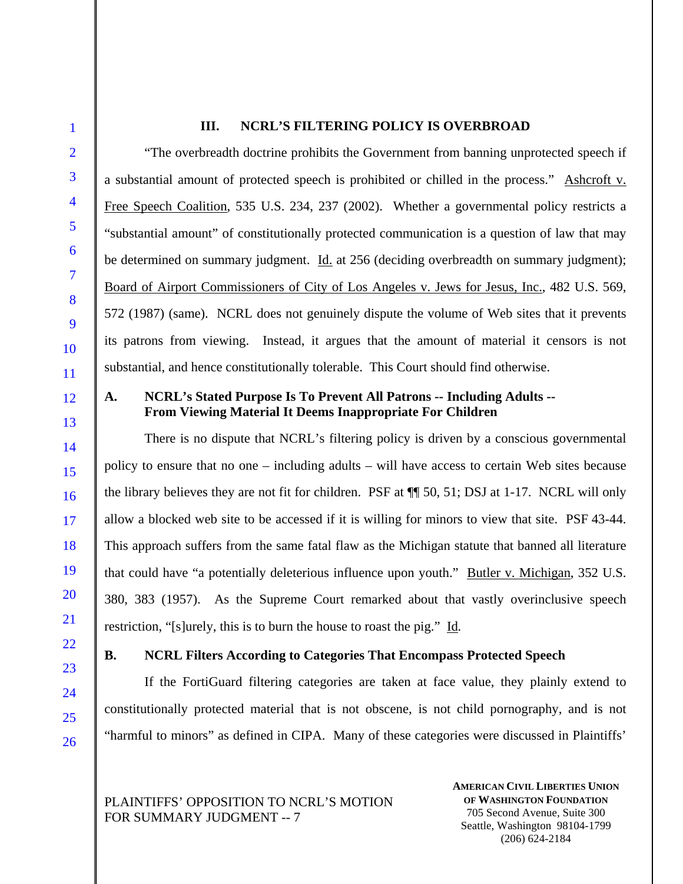## III. NCRL'S FILTERING POLICY IS OVERBROAD

"The overbreadth doctrine prohibits the Government from banning unprotected speech if a substantial amount of protected speech is prohibited or chilled in the process." Ashcroft v. Free Speech Coalition, 535 U.S. 234, 237 (2002). Whether a governmental policy restricts a "substantial amount" of constitutionally protected communication is a question of law that may be determined on summary judgment. Id. at 256 (deciding overbreadth on summary judgment); Board of Airport Commissioners of City of Los Angeles v. Jews for Jesus, Inc., 482 U.S. 569, 572 (1987) (same). NCRL does not genuinely dispute the volume of Web sites that it prevents its patrons from viewing. Instead, it argues that the amount of material it censors is not substantial, and hence constitutionally tolerable. This Court should find otherwise.

### A. NCRL's Stated Purpose Is To Prevent All Patrons -- Including Adults -- From Viewing Material It Deems Inappropriate For Children

There is no dispute that NCRL's filtering policy is driven by a conscious governmental policy to ensure that no one – including adults – will have access to certain Web sites because the library believes they are not fit for children. PSF at ¶¶ 50, 51; DSJ at 1-17. NCRL will only allow a blocked web site to be accessed if it is willing for minors to view that site. PSF 43-44. This approach suffers from the same fatal flaw as the Michigan statute that banned all literature that could have "a potentially deleterious influence upon youth." Butler v. Michigan, 352 U.S. 380, 383 (1957). As the Supreme Court remarked about that vastly overinclusive speech restriction, "[s]urely, this is to burn the house to roast the pig." Id.

### B. NCRL Filters According to Categories That Encompass Protected Speech

If the FortiGuard filtering categories are taken at face value, they plainly extend to constitutionally protected material that is not obscene, is not child pornography, and is not "harmful to minors" as defined in CIPA. Many of these categories were discussed in Plaintiffs'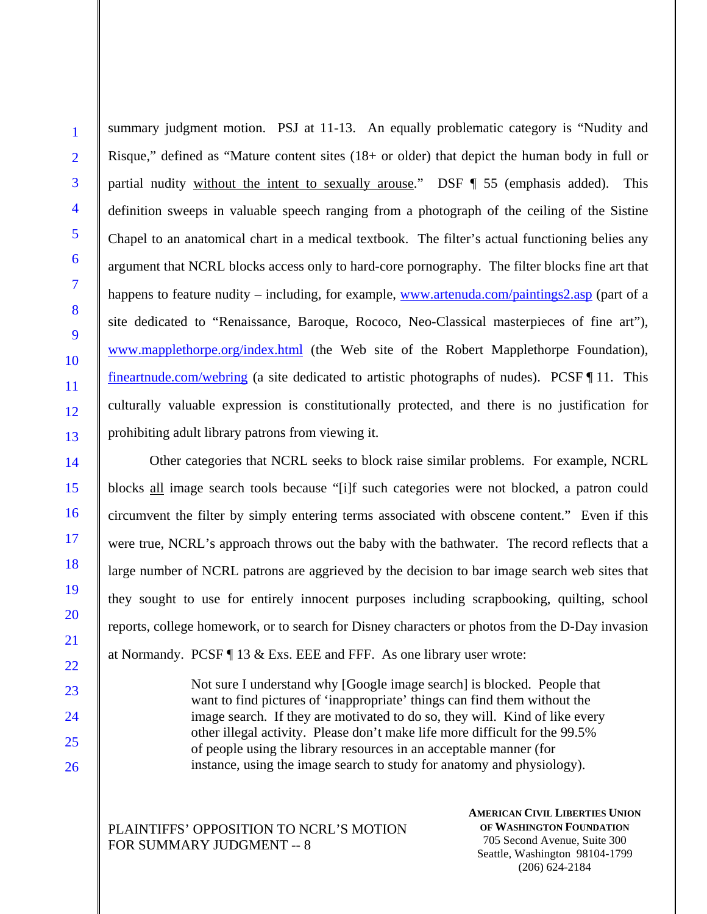summary judgment motion. PSJ at 11-13. An equally problematic category is "Nudity and Risque," defined as "Mature content sites (18+ or older) that depict the human body in full or partial nudity without the intent to sexually arouse." DSF ¶ 55 (emphasis added). This definition sweeps in valuable speech ranging from a photograph of the ceiling of the Sistine Chapel to an anatomical chart in a medical textbook. The filter's actual functioning belies any argument that NCRL blocks access only to hard-core pornography. The filter blocks fine art that happens to feature nudity – including, for example, www.artenuda.com/paintings2.asp (part of a site dedicated to "Renaissance, Baroque, Rococo, Neo-Classical masterpieces of fine art"), www.mapplethorpe.org/index.html (the Web site of the Robert Mapplethorpe Foundation), fineartnude.com/webring (a site dedicated to artistic photographs of nudes). PCSF ¶ 11. This culturally valuable expression is constitutionally protected, and there is no justification for prohibiting adult library patrons from viewing it.

Other categories that NCRL seeks to block raise similar problems. For example, NCRL blocks all image search tools because "[i]f such categories were not blocked, a patron could circumvent the filter by simply entering terms associated with obscene content." Even if this were true, NCRL's approach throws out the baby with the bathwater. The record reflects that a large number of NCRL patrons are aggrieved by the decision to bar image search web sites that they sought to use for entirely innocent purposes including scrapbooking, quilting, school reports, college homework, or to search for Disney characters or photos from the D-Day invasion at Normandy. PCSF ¶ 13 & Exs. EEE and FFF. As one library user wrote:

> Not sure I understand why [Google image search] is blocked. People that want to find pictures of 'inappropriate' things can find them without the image search. If they are motivated to do so, they will. Kind of like every other illegal activity. Please don't make life more difficult for the 99.5% of people using the library resources in an acceptable manner (for instance, using the image search to study for anatomy and physiology).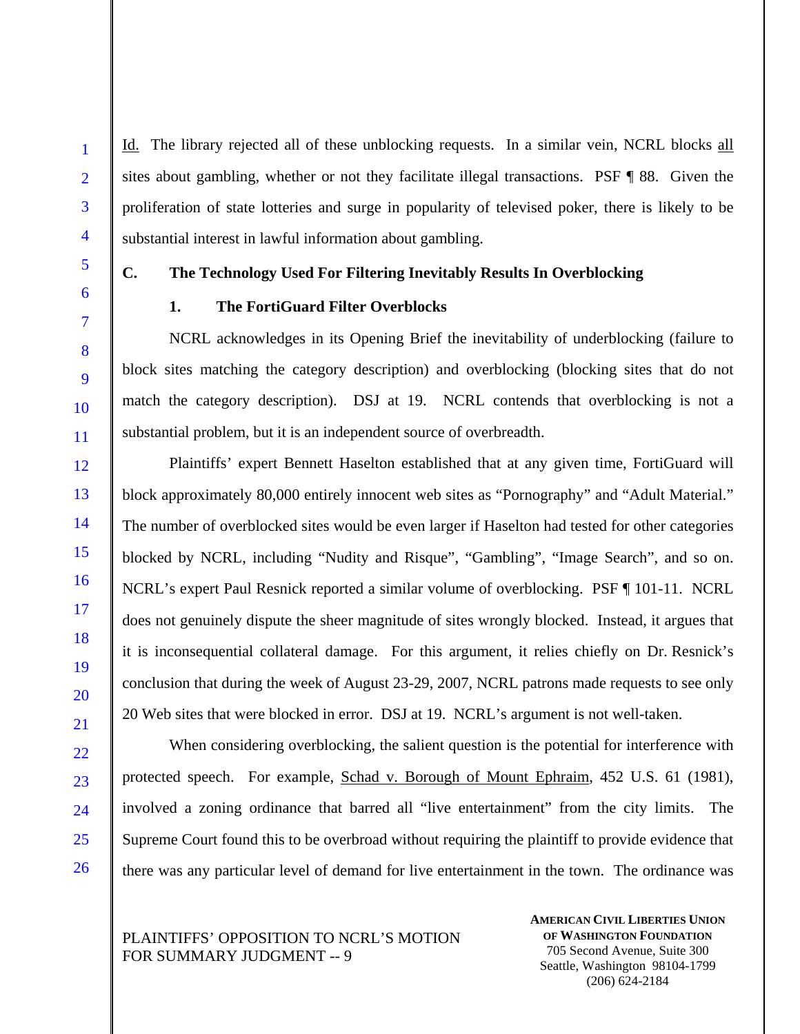Id. The library rejected all of these unblocking requests. In a similar vein, NCRL blocks all sites about gambling, whether or not they facilitate illegal transactions. PSF ¶ 88. Given the proliferation of state lotteries and surge in popularity of televised poker, there is likely to be substantial interest in lawful information about gambling.

### C. The Technology Used For Filtering Inevitably Results In Overblocking

#### 1. The FortiGuard Filter Overblocks

NCRL acknowledges in its Opening Brief the inevitability of underblocking (failure to block sites matching the category description) and overblocking (blocking sites that do not match the category description). DSJ at 19. NCRL contends that overblocking is not a substantial problem, but it is an independent source of overbreadth.

Plaintiffs' expert Bennett Haselton established that at any given time, FortiGuard will block approximately 80,000 entirely innocent web sites as "Pornography" and "Adult Material." The number of overblocked sites would be even larger if Haselton had tested for other categories blocked by NCRL, including "Nudity and Risque", "Gambling", "Image Search", and so on. NCRL's expert Paul Resnick reported a similar volume of overblocking. PSF ¶ 101-11. NCRL does not genuinely dispute the sheer magnitude of sites wrongly blocked. Instead, it argues that it is inconsequential collateral damage. For this argument, it relies chiefly on Dr. Resnick's conclusion that during the week of August 23-29, 2007, NCRL patrons made requests to see only 20 Web sites that were blocked in error. DSJ at 19. NCRL's argument is not well-taken.

When considering overblocking, the salient question is the potential for interference with protected speech. For example, Schad v. Borough of Mount Ephraim, 452 U.S. 61 (1981), involved a zoning ordinance that barred all "live entertainment" from the city limits. The Supreme Court found this to be overbroad without requiring the plaintiff to provide evidence that there was any particular level of demand for live entertainment in the town. The ordinance was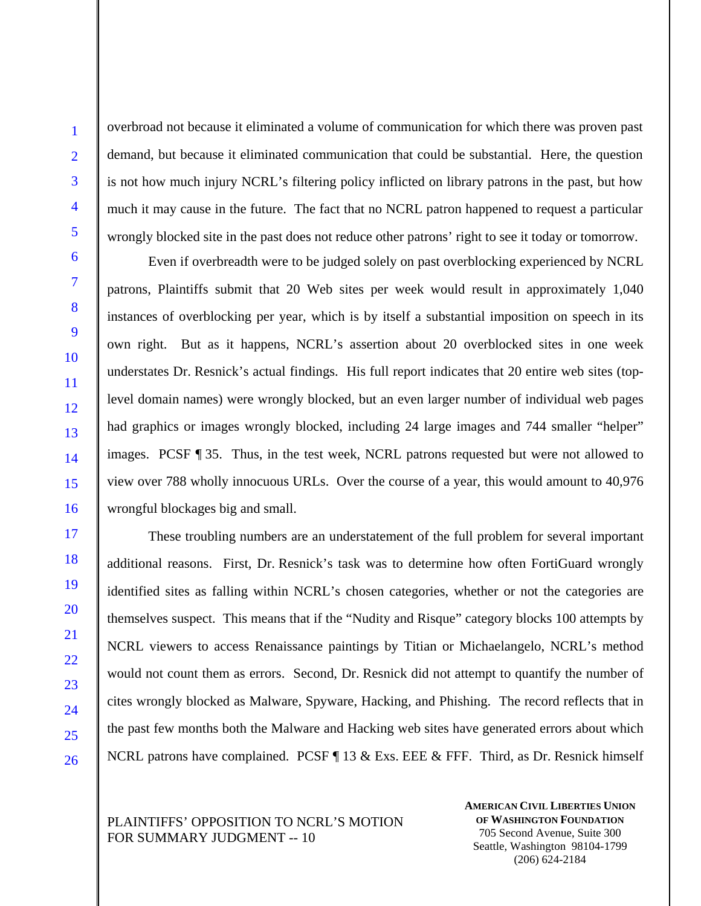overbroad not because it eliminated a volume of communication for which there was proven past demand, but because it eliminated communication that could be substantial. Here, the question is not how much injury NCRL's filtering policy inflicted on library patrons in the past, but how much it may cause in the future. The fact that no NCRL patron happened to request a particular wrongly blocked site in the past does not reduce other patrons' right to see it today or tomorrow.

Even if overbreadth were to be judged solely on past overblocking experienced by NCRL patrons, Plaintiffs submit that 20 Web sites per week would result in approximately 1,040 instances of overblocking per year, which is by itself a substantial imposition on speech in its own right. But as it happens, NCRL's assertion about 20 overblocked sites in one week understates Dr. Resnick's actual findings. His full report indicates that 20 entire web sites (top-level domain names) were wrongly blocked, but an even larger number of individual web pages had graphics or images wrongly blocked, including 24 large images and 744 smaller "helper" images. PCSF ¶ 35. Thus, in the test week, NCRL patrons requested but were not allowed to view over 788 wholly innocuous URLs. Over the course of a year, this would amount to 40,976 wrongful blockages big and small.

These troubling numbers are an understatement of the full problem for several important additional reasons. First, Dr. Resnick's task was to determine how often FortiGuard wrongly identified sites as falling within NCRL's chosen categories, whether or not the categories are themselves suspect. This means that if the "Nudity and Risque" category blocks 100 attempts by NCRL viewers to access Renaissance paintings by Titian or Michaelangelo, NCRL's method would not count them as errors. Second, Dr. Resnick did not attempt to quantify the number of cites wrongly blocked as Malware, Spyware, Hacking, and Phishing. The record reflects that in the past few months both the Malware and Hacking web sites have generated errors about which NCRL patrons have complained. PCSF ¶ 13 & Exs. EEE & FFF. Third, as Dr. Resnick himself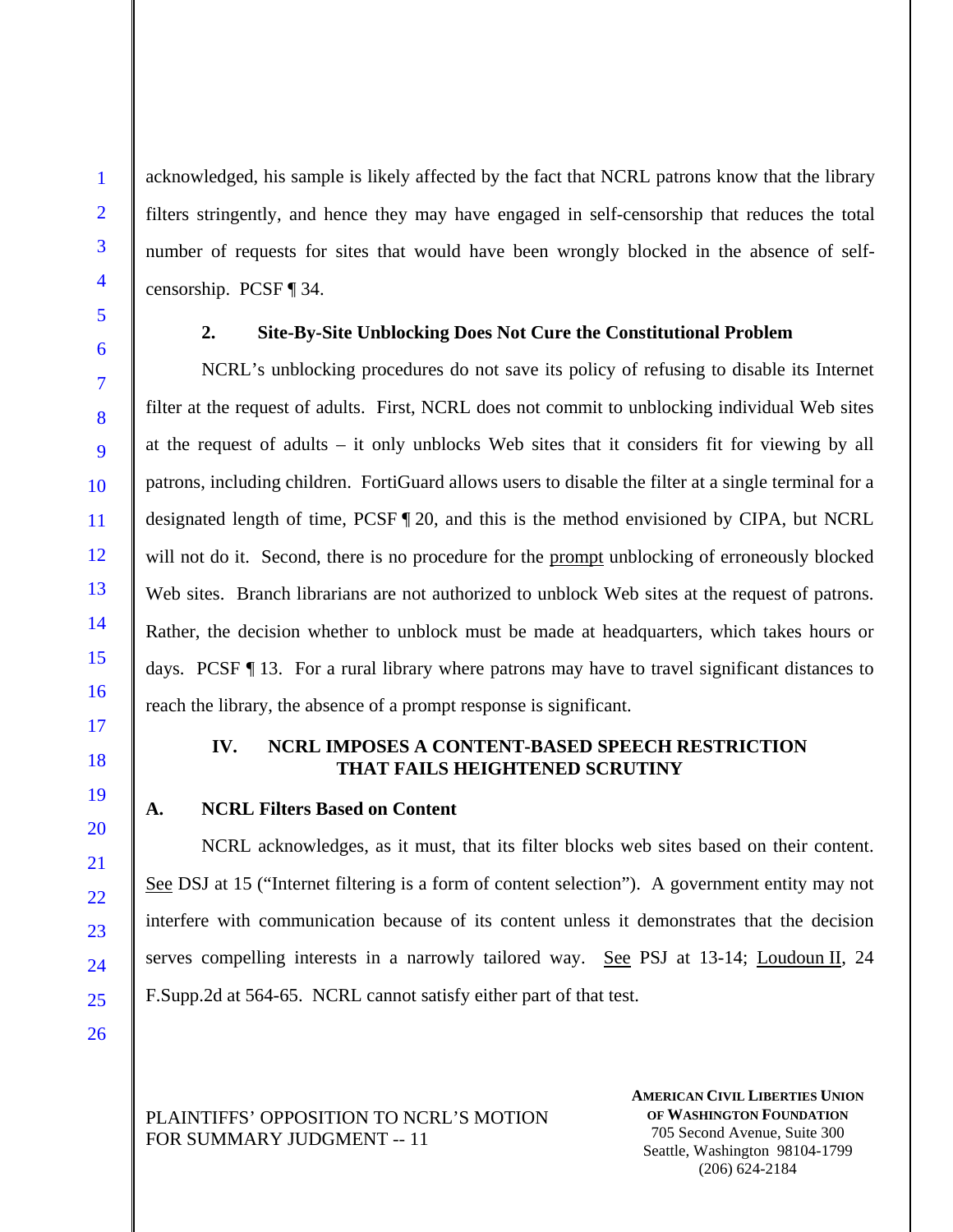acknowledged, his sample is likely affected by the fact that NCRL patrons know that the library filters stringently, and hence they may have engaged in self-censorship that reduces the total number of requests for sites that would have been wrongly blocked in the absence of self-censorship. PCSF ¶ 34.

### 2. Site-By-Site Unblocking Does Not Cure the Constitutional Problem

NCRL's unblocking procedures do not save its policy of refusing to disable its Internet filter at the request of adults. First, NCRL does not commit to unblocking individual Web sites at the request of adults – it only unblocks Web sites that it considers fit for viewing by all patrons, including children. FortiGuard allows users to disable the filter at a single terminal for a designated length of time, PCSF ¶ 20, and this is the method envisioned by CIPA, but NCRL will not do it. Second, there is no procedure for the prompt unblocking of erroneously blocked Web sites. Branch librarians are not authorized to unblock Web sites at the request of patrons. Rather, the decision whether to unblock must be made at headquarters, which takes hours or days. PCSF ¶ 13. For a rural library where patrons may have to travel significant distances to reach the library, the absence of a prompt response is significant.

## IV. NCRL IMPOSES A CONTENT-BASED SPEECH RESTRICTION THAT FAILS HEIGHTENED SCRUTINY

### A. NCRL Filters Based on Content

NCRL acknowledges, as it must, that its filter blocks web sites based on their content. See DSJ at 15 ("Internet filtering is a form of content selection"). A government entity may not interfere with communication because of its content unless it demonstrates that the decision serves compelling interests in a narrowly tailored way. See PSJ at 13-14; Loudoun II, 24 F.Supp.2d at 564-65. NCRL cannot satisfy either part of that test.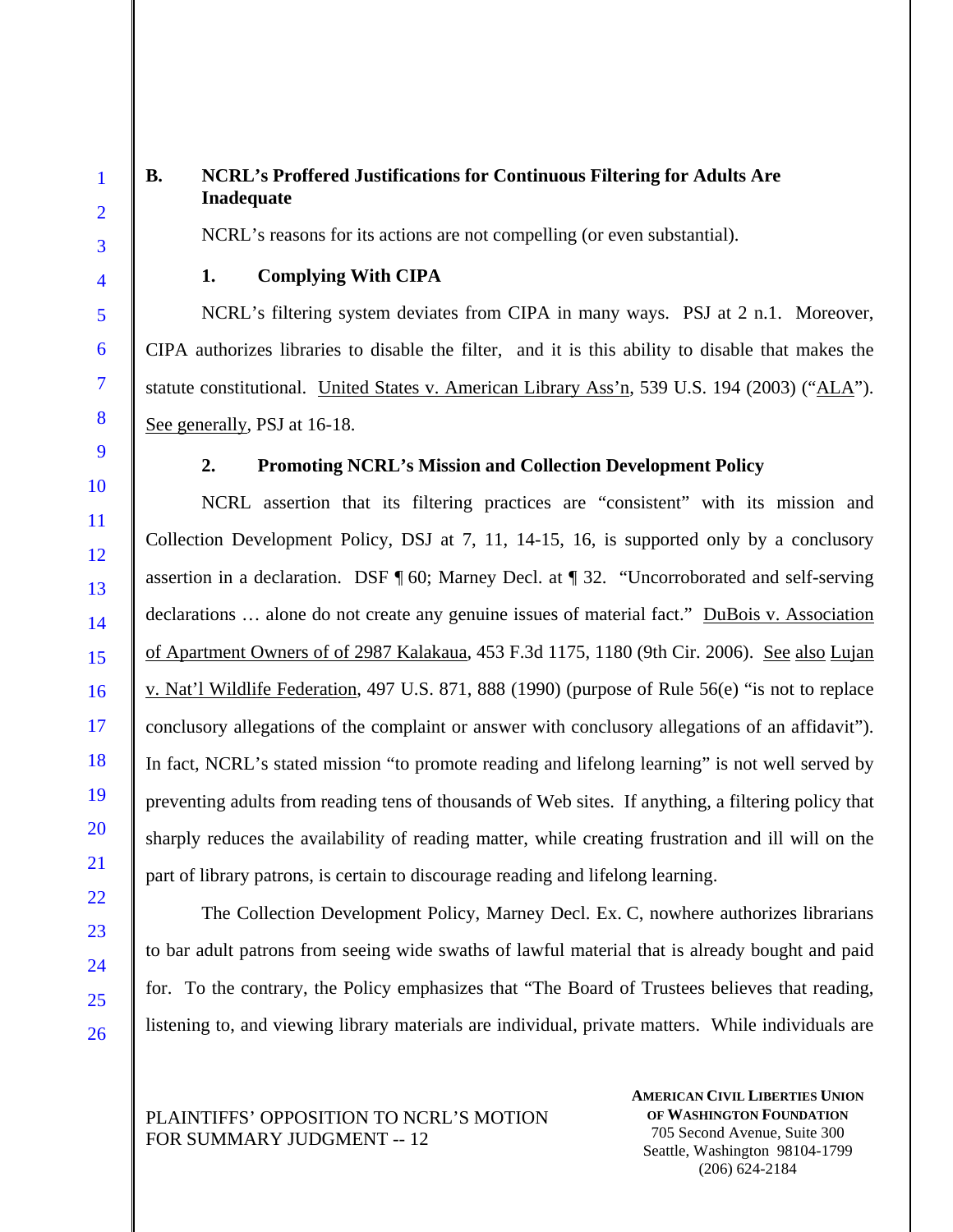## B. NCRL's Proffered Justifications for Continuous Filtering for Adults Are Inadequate

NCRL's reasons for its actions are not compelling (or even substantial).

### 1. Complying With CIPA

NCRL's filtering system deviates from CIPA in many ways. PSJ at 2 n.1. Moreover, CIPA authorizes libraries to disable the filter, and it is this ability to disable that makes the statute constitutional. United States v. American Library Ass'n, 539 U.S. 194 (2003) ("ALA"). See generally, PSJ at 16-18.

### 2. Promoting NCRL's Mission and Collection Development Policy

NCRL assertion that its filtering practices are "consistent" with its mission and Collection Development Policy, DSJ at 7, 11, 14-15, 16, is supported only by a conclusory assertion in a declaration. DSF ¶ 60; Marney Decl. at ¶ 32. "Uncorroborated and self-serving declarations … alone do not create any genuine issues of material fact." DuBois v. Association of Apartment Owners of of 2987 Kalakaua, 453 F.3d 1175, 1180 (9th Cir. 2006). See also Lujan v. Nat'l Wildlife Federation, 497 U.S. 871, 888 (1990) (purpose of Rule 56(e) "is not to replace conclusory allegations of the complaint or answer with conclusory allegations of an affidavit"). In fact, NCRL's stated mission "to promote reading and lifelong learning" is not well served by preventing adults from reading tens of thousands of Web sites. If anything, a filtering policy that sharply reduces the availability of reading matter, while creating frustration and ill will on the part of library patrons, is certain to discourage reading and lifelong learning.

The Collection Development Policy, Marney Decl. Ex. C, nowhere authorizes librarians to bar adult patrons from seeing wide swaths of lawful material that is already bought and paid for. To the contrary, the Policy emphasizes that "The Board of Trustees believes that reading, listening to, and viewing library materials are individual, private matters. While individuals are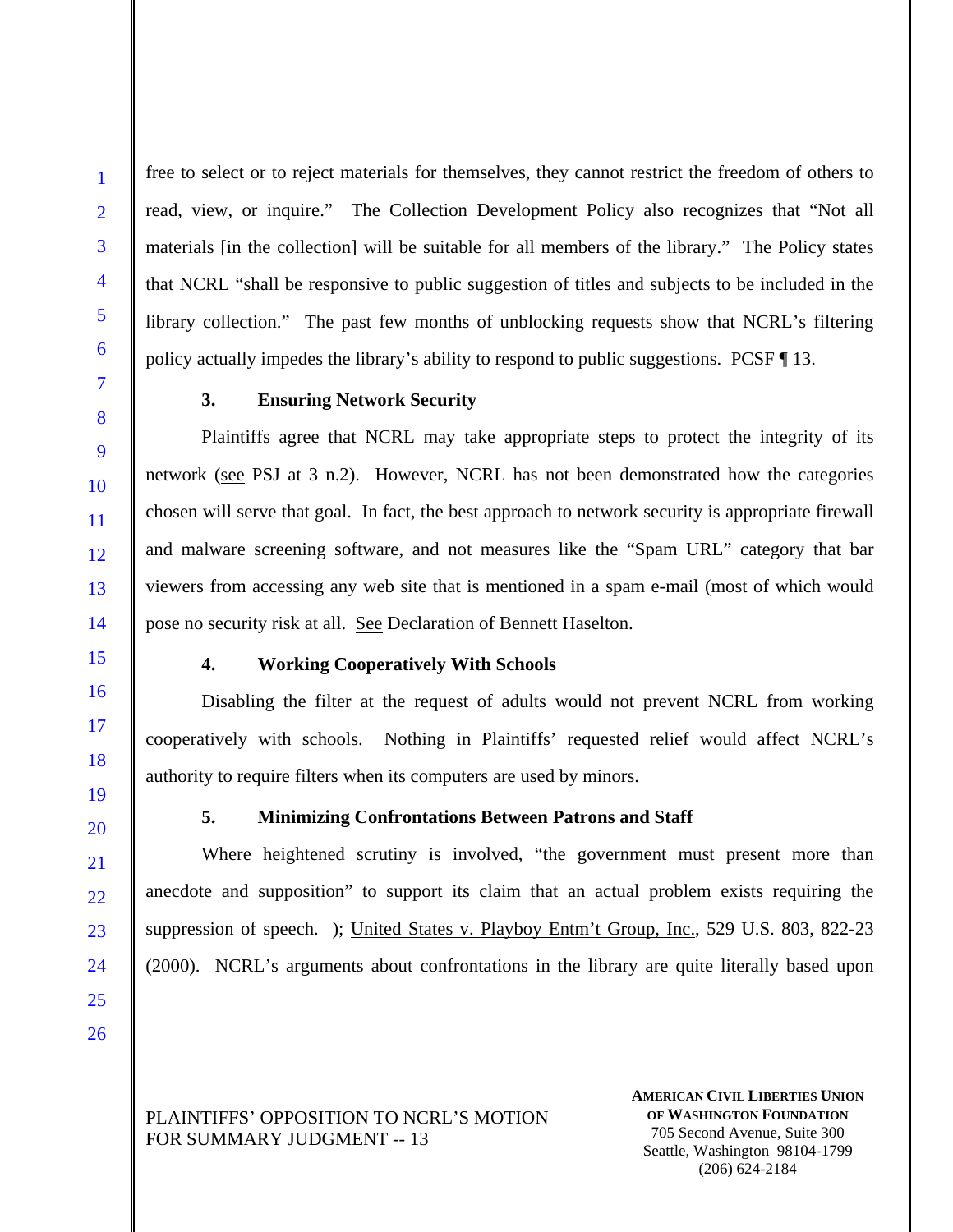free to select or to reject materials for themselves, they cannot restrict the freedom of others to read, view, or inquire." The Collection Development Policy also recognizes that "Not all materials [in the collection] will be suitable for all members of the library." The Policy states that NCRL "shall be responsive to public suggestion of titles and subjects to be included in the library collection." The past few months of unblocking requests show that NCRL's filtering policy actually impedes the library's ability to respond to public suggestions. PCSF ¶ 13.

**3. Ensuring Network Security**

Plaintiffs agree that NCRL may take appropriate steps to protect the integrity of its network (see PSJ at 3 n.2). However, NCRL has not been demonstrated how the categories chosen will serve that goal. In fact, the best approach to network security is appropriate firewall and malware screening software, and not measures like the "Spam URL" category that bar viewers from accessing any web site that is mentioned in a spam e-mail (most of which would pose no security risk at all. See Declaration of Bennett Haselton.

**4. Working Cooperatively With Schools**

Disabling the filter at the request of adults would not prevent NCRL from working cooperatively with schools. Nothing in Plaintiffs' requested relief would affect NCRL's authority to require filters when its computers are used by minors.

**5. Minimizing Confrontations Between Patrons and Staff**

Where heightened scrutiny is involved, "the government must present more than anecdote and supposition" to support its claim that an actual problem exists requiring the suppression of speech. ); United States v. Playboy Entm't Group, Inc., 529 U.S. 803, 822-23 (2000). NCRL's arguments about confrontations in the library are quite literally based upon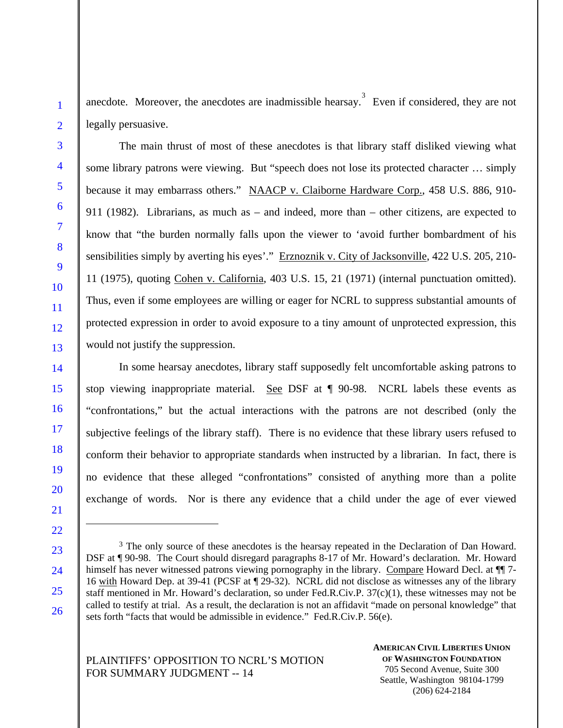anecdote. Moreover, the anecdotes are inadmissible hearsay.[3] Even if considered, they are not legally persuasive.

The main thrust of most of these anecdotes is that library staff disliked viewing what some library patrons were viewing. But "speech does not lose its protected character … simply because it may embarrass others." NAACP v. Claiborne Hardware Corp., 458 U.S. 886, 910-911 (1982). Librarians, as much as – and indeed, more than – other citizens, are expected to know that "the burden normally falls upon the viewer to 'avoid further bombardment of his sensibilities simply by averting his eyes'." Erznoznik v. City of Jacksonville, 422 U.S. 205, 210-11 (1975), quoting Cohen v. California, 403 U.S. 15, 21 (1971) (internal punctuation omitted). Thus, even if some employees are willing or eager for NCRL to suppress substantial amounts of protected expression in order to avoid exposure to a tiny amount of unprotected expression, this would not justify the suppression.

In some hearsay anecdotes, library staff supposedly felt uncomfortable asking patrons to stop viewing inappropriate material. See DSF at ¶ 90-98. NCRL labels these events as "confrontations," but the actual interactions with the patrons are not described (only the subjective feelings of the library staff). There is no evidence that these library users refused to conform their behavior to appropriate standards when instructed by a librarian. In fact, there is no evidence that these alleged "confrontations" consisted of anything more than a polite exchange of words. Nor is there any evidence that a child under the age of ever viewed

---

[3] The only source of these anecdotes is the hearsay repeated in the Declaration of Dan Howard. DSF at ¶ 90-98. The Court should disregard paragraphs 8-17 of Mr. Howard's declaration. Mr. Howard himself has never witnessed patrons viewing pornography in the library. Compare Howard Decl. at ¶¶ 7-16 with Howard Dep. at 39-41 (PCSF at ¶ 29-32). NCRL did not disclose as witnesses any of the library staff mentioned in Mr. Howard's declaration, so under Fed.R.Civ.P. 37(c)(1), these witnesses may not be called to testify at trial. As a result, the declaration is not an affidavit "made on personal knowledge" that sets forth "facts that would be admissible in evidence." Fed.R.Civ.P. 56(e).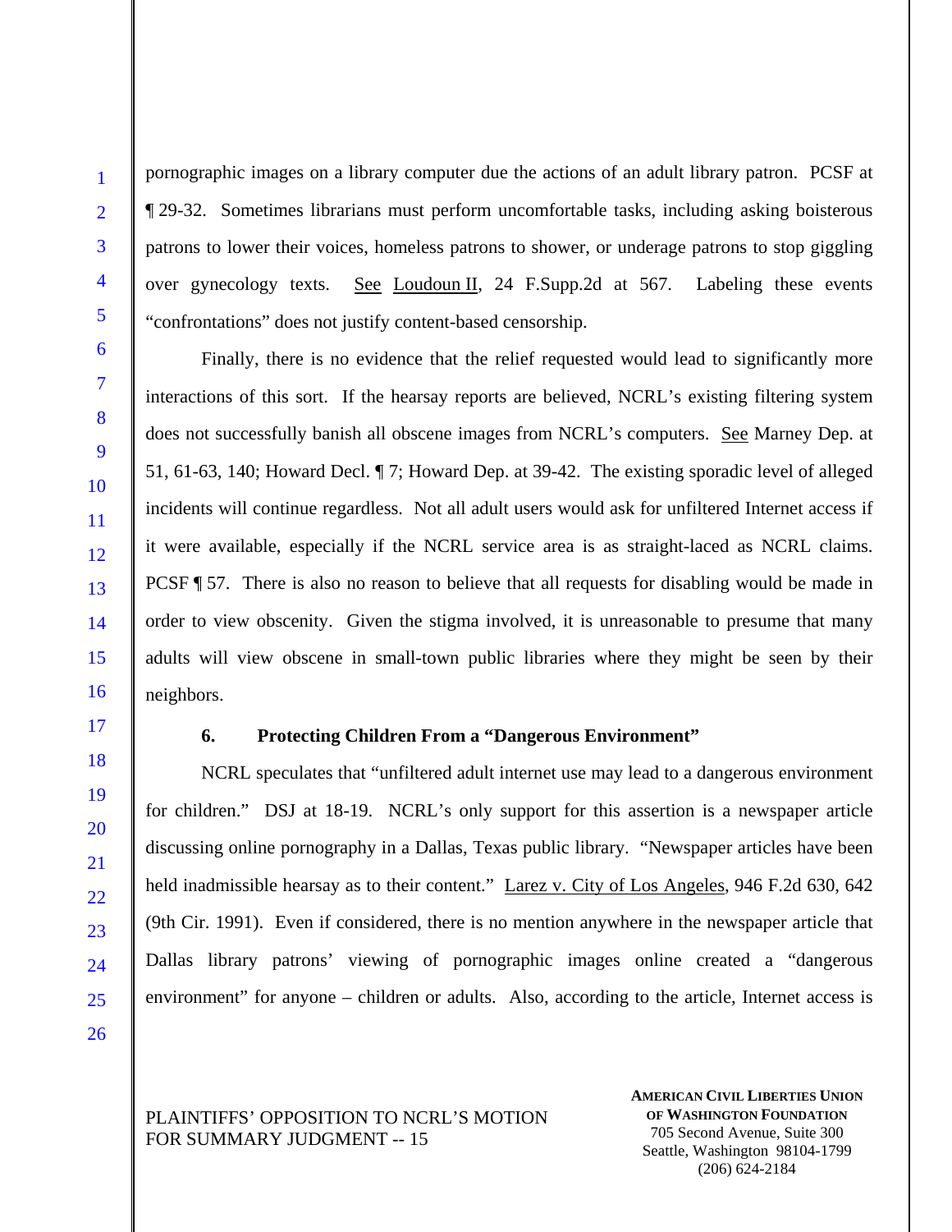pornographic images on a library computer due the actions of an adult library patron. PCSF at ¶ 29-32. Sometimes librarians must perform uncomfortable tasks, including asking boisterous patrons to lower their voices, homeless patrons to shower, or underage patrons to stop giggling over gynecology texts. See Loudoun II, 24 F.Supp.2d at 567. Labeling these events "confrontations" does not justify content-based censorship.

Finally, there is no evidence that the relief requested would lead to significantly more interactions of this sort. If the hearsay reports are believed, NCRL's existing filtering system does not successfully banish all obscene images from NCRL's computers. See Marney Dep. at 51, 61-63, 140; Howard Decl. ¶ 7; Howard Dep. at 39-42. The existing sporadic level of alleged incidents will continue regardless. Not all adult users would ask for unfiltered Internet access if it were available, especially if the NCRL service area is as straight-laced as NCRL claims. PCSF ¶ 57. There is also no reason to believe that all requests for disabling would be made in order to view obscenity. Given the stigma involved, it is unreasonable to presume that many adults will view obscene in small-town public libraries where they might be seen by their neighbors.

### 6. Protecting Children From a "Dangerous Environment"

NCRL speculates that "unfiltered adult internet use may lead to a dangerous environment for children." DSJ at 18-19. NCRL's only support for this assertion is a newspaper article discussing online pornography in a Dallas, Texas public library. "Newspaper articles have been held inadmissible hearsay as to their content." Larez v. City of Los Angeles, 946 F.2d 630, 642 (9th Cir. 1991). Even if considered, there is no mention anywhere in the newspaper article that Dallas library patrons' viewing of pornographic images online created a "dangerous environment" for anyone – children or adults. Also, according to the article, Internet access is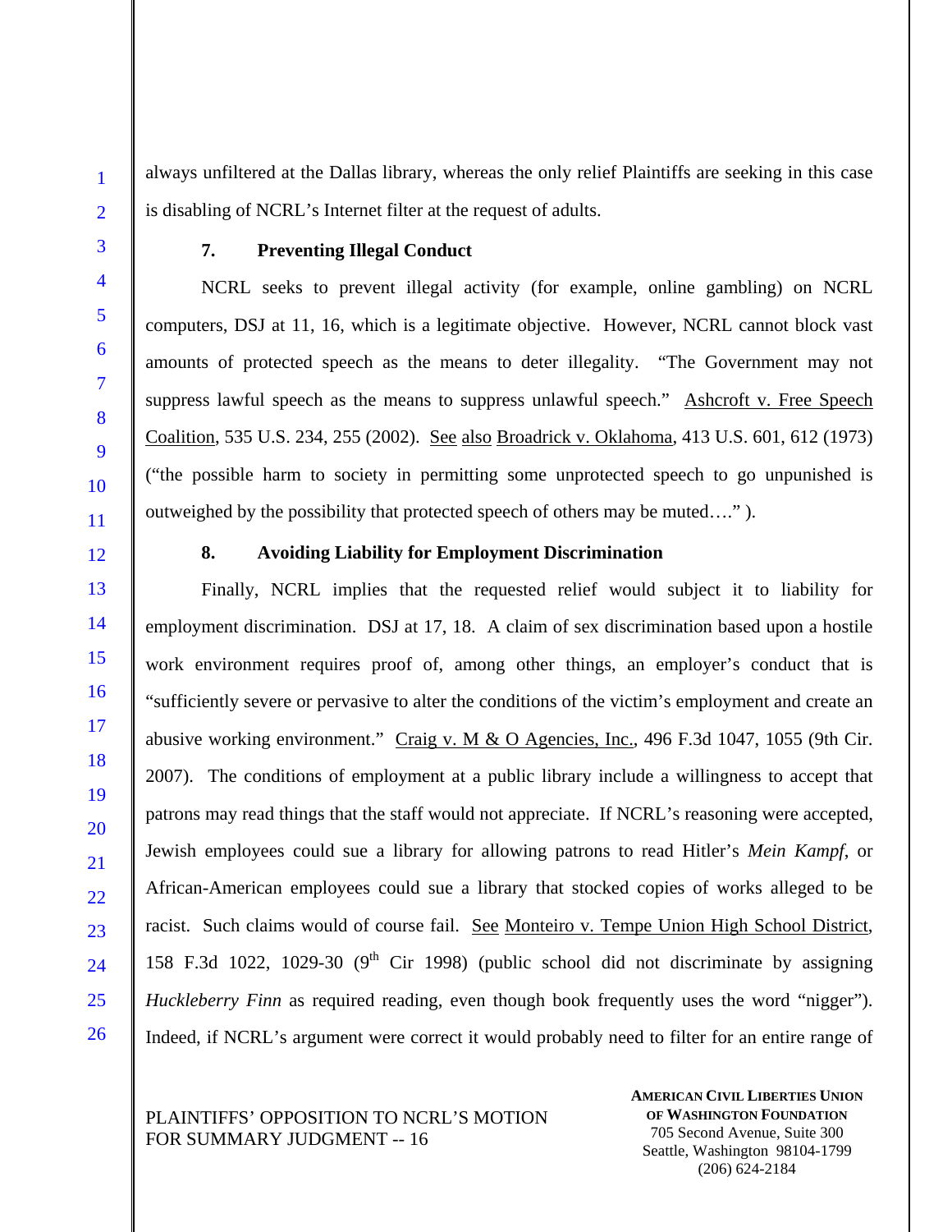always unfiltered at the Dallas library, whereas the only relief Plaintiffs are seeking in this case is disabling of NCRL's Internet filter at the request of adults.

**7. Preventing Illegal Conduct**

NCRL seeks to prevent illegal activity (for example, online gambling) on NCRL computers, DSJ at 11, 16, which is a legitimate objective. However, NCRL cannot block vast amounts of protected speech as the means to deter illegality. "The Government may not suppress lawful speech as the means to suppress unlawful speech." Ashcroft v. Free Speech Coalition, 535 U.S. 234, 255 (2002). See also Broadrick v. Oklahoma, 413 U.S. 601, 612 (1973) ("the possible harm to society in permitting some unprotected speech to go unpunished is outweighed by the possibility that protected speech of others may be muted…." ).

**8. Avoiding Liability for Employment Discrimination**

Finally, NCRL implies that the requested relief would subject it to liability for employment discrimination. DSJ at 17, 18. A claim of sex discrimination based upon a hostile work environment requires proof of, among other things, an employer's conduct that is "sufficiently severe or pervasive to alter the conditions of the victim's employment and create an abusive working environment." Craig v. M & O Agencies, Inc., 496 F.3d 1047, 1055 (9th Cir. 2007). The conditions of employment at a public library include a willingness to accept that patrons may read things that the staff would not appreciate. If NCRL's reasoning were accepted, Jewish employees could sue a library for allowing patrons to read Hitler's *Mein Kampf*, or African-American employees could sue a library that stocked copies of works alleged to be racist. Such claims would of course fail. See Monteiro v. Tempe Union High School District, 158 F.3d 1022, 1029-30 (9th Cir 1998) (public school did not discriminate by assigning *Huckleberry Finn* as required reading, even though book frequently uses the word "nigger"). Indeed, if NCRL's argument were correct it would probably need to filter for an entire range of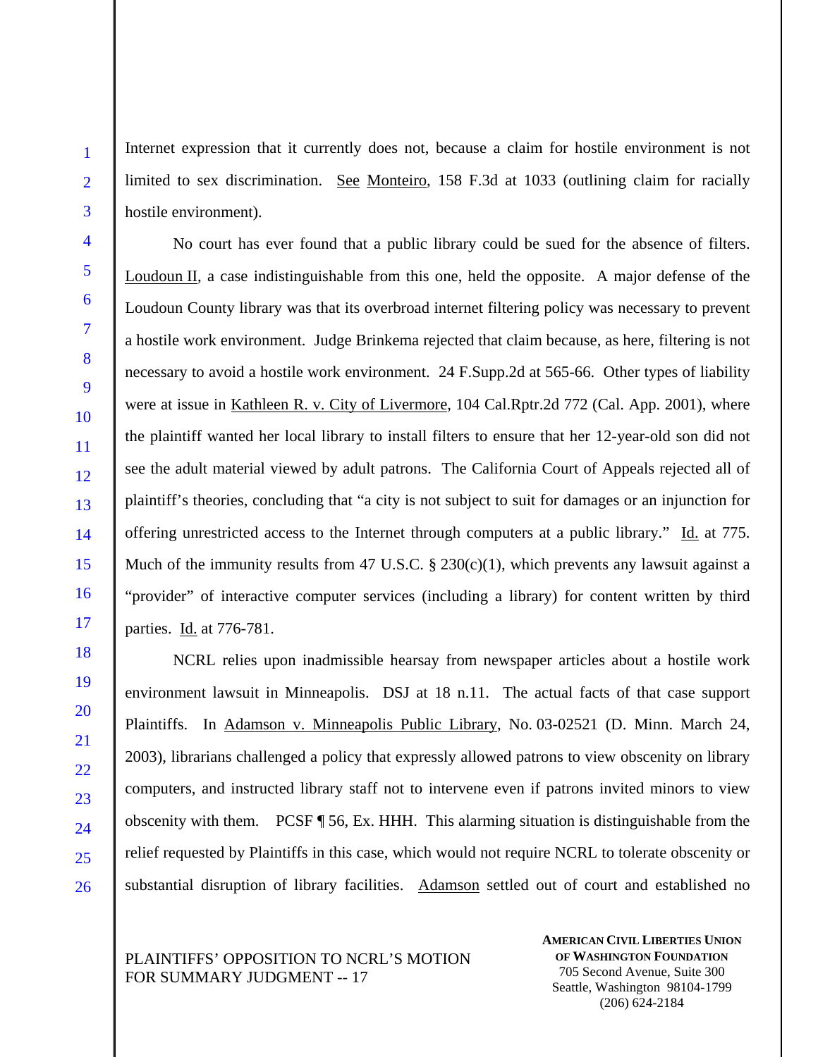Internet expression that it currently does not, because a claim for hostile environment is not limited to sex discrimination. See Monteiro, 158 F.3d at 1033 (outlining claim for racially hostile environment).

No court has ever found that a public library could be sued for the absence of filters. Loudoun II, a case indistinguishable from this one, held the opposite. A major defense of the Loudoun County library was that its overbroad internet filtering policy was necessary to prevent a hostile work environment. Judge Brinkema rejected that claim because, as here, filtering is not necessary to avoid a hostile work environment. 24 F.Supp.2d at 565-66. Other types of liability were at issue in Kathleen R. v. City of Livermore, 104 Cal.Rptr.2d 772 (Cal. App. 2001), where the plaintiff wanted her local library to install filters to ensure that her 12-year-old son did not see the adult material viewed by adult patrons. The California Court of Appeals rejected all of plaintiff's theories, concluding that "a city is not subject to suit for damages or an injunction for offering unrestricted access to the Internet through computers at a public library." Id. at 775. Much of the immunity results from 47 U.S.C. § 230(c)(1), which prevents any lawsuit against a "provider" of interactive computer services (including a library) for content written by third parties. Id. at 776-781.

NCRL relies upon inadmissible hearsay from newspaper articles about a hostile work environment lawsuit in Minneapolis. DSJ at 18 n.11. The actual facts of that case support Plaintiffs. In Adamson v. Minneapolis Public Library, No. 03-02521 (D. Minn. March 24, 2003), librarians challenged a policy that expressly allowed patrons to view obscenity on library computers, and instructed library staff not to intervene even if patrons invited minors to view obscenity with them. PCSF ¶ 56, Ex. HHH. This alarming situation is distinguishable from the relief requested by Plaintiffs in this case, which would not require NCRL to tolerate obscenity or substantial disruption of library facilities. Adamson settled out of court and established no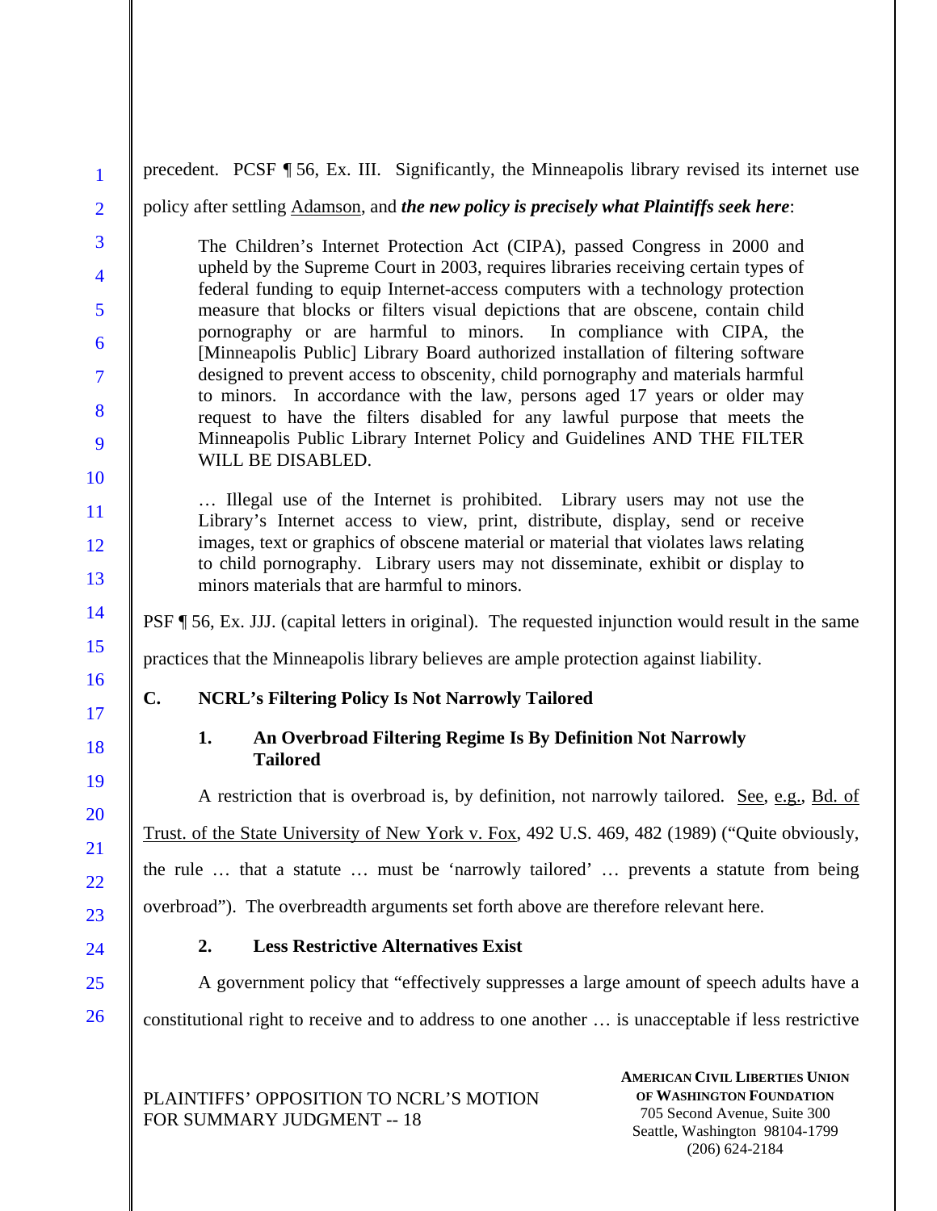precedent. PCSF ¶ 56, Ex. III. Significantly, the Minneapolis library revised its internet use policy after settling Adamson, and ***the new policy is precisely what Plaintiffs seek here***:

> The Children's Internet Protection Act (CIPA), passed Congress in 2000 and upheld by the Supreme Court in 2003, requires libraries receiving certain types of federal funding to equip Internet-access computers with a technology protection measure that blocks or filters visual depictions that are obscene, contain child pornography or are harmful to minors. In compliance with CIPA, the [Minneapolis Public] Library Board authorized installation of filtering software designed to prevent access to obscenity, child pornography and materials harmful to minors. In accordance with the law, persons aged 17 years or older may request to have the filters disabled for any lawful purpose that meets the Minneapolis Public Library Internet Policy and Guidelines AND THE FILTER WILL BE DISABLED.
>
> … Illegal use of the Internet is prohibited. Library users may not use the Library's Internet access to view, print, distribute, display, send or receive images, text or graphics of obscene material or material that violates laws relating to child pornography. Library users may not disseminate, exhibit or display to minors materials that are harmful to minors.

PSF ¶ 56, Ex. JJJ. (capital letters in original). The requested injunction would result in the same practices that the Minneapolis library believes are ample protection against liability.

### C. NCRL's Filtering Policy Is Not Narrowly Tailored

#### 1. An Overbroad Filtering Regime Is By Definition Not Narrowly Tailored

A restriction that is overbroad is, by definition, not narrowly tailored. See, e.g., Bd. of Trust. of the State University of New York v. Fox, 492 U.S. 469, 482 (1989) ("Quite obviously, the rule … that a statute … must be 'narrowly tailored' … prevents a statute from being overbroad"). The overbreadth arguments set forth above are therefore relevant here.

#### 2. Less Restrictive Alternatives Exist

A government policy that "effectively suppresses a large amount of speech adults have a constitutional right to receive and to address to one another … is unacceptable if less restrictive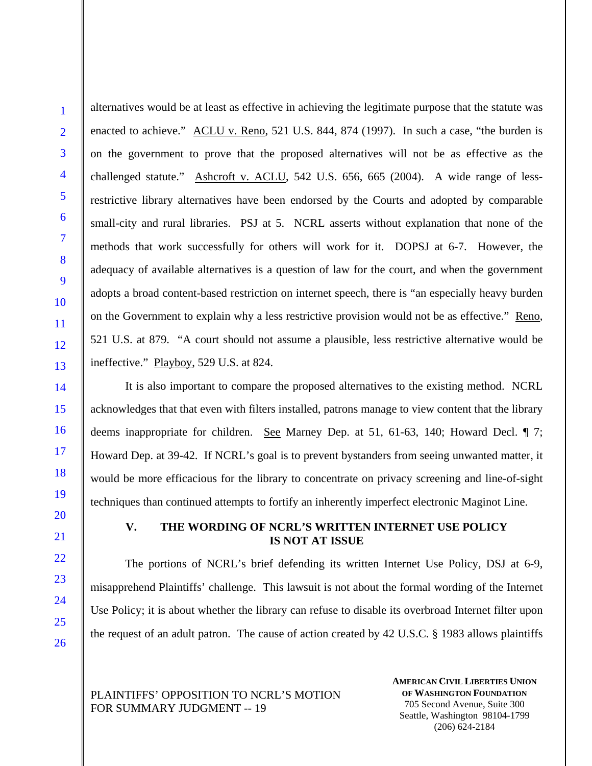alternatives would be at least as effective in achieving the legitimate purpose that the statute was enacted to achieve." ACLU v. Reno, 521 U.S. 844, 874 (1997). In such a case, "the burden is on the government to prove that the proposed alternatives will not be as effective as the challenged statute." Ashcroft v. ACLU, 542 U.S. 656, 665 (2004). A wide range of less-restrictive library alternatives have been endorsed by the Courts and adopted by comparable small-city and rural libraries. PSJ at 5. NCRL asserts without explanation that none of the methods that work successfully for others will work for it. DOPSJ at 6-7. However, the adequacy of available alternatives is a question of law for the court, and when the government adopts a broad content-based restriction on internet speech, there is "an especially heavy burden on the Government to explain why a less restrictive provision would not be as effective." Reno, 521 U.S. at 879. "A court should not assume a plausible, less restrictive alternative would be ineffective." Playboy, 529 U.S. at 824.

It is also important to compare the proposed alternatives to the existing method. NCRL acknowledges that that even with filters installed, patrons manage to view content that the library deems inappropriate for children. See Marney Dep. at 51, 61-63, 140; Howard Decl. ¶ 7; Howard Dep. at 39-42. If NCRL's goal is to prevent bystanders from seeing unwanted matter, it would be more efficacious for the library to concentrate on privacy screening and line-of-sight techniques than continued attempts to fortify an inherently imperfect electronic Maginot Line.

## V. THE WORDING OF NCRL'S WRITTEN INTERNET USE POLICY IS NOT AT ISSUE

The portions of NCRL's brief defending its written Internet Use Policy, DSJ at 6-9, misapprehend Plaintiffs' challenge. This lawsuit is not about the formal wording of the Internet Use Policy; it is about whether the library can refuse to disable its overbroad Internet filter upon the request of an adult patron. The cause of action created by 42 U.S.C. § 1983 allows plaintiffs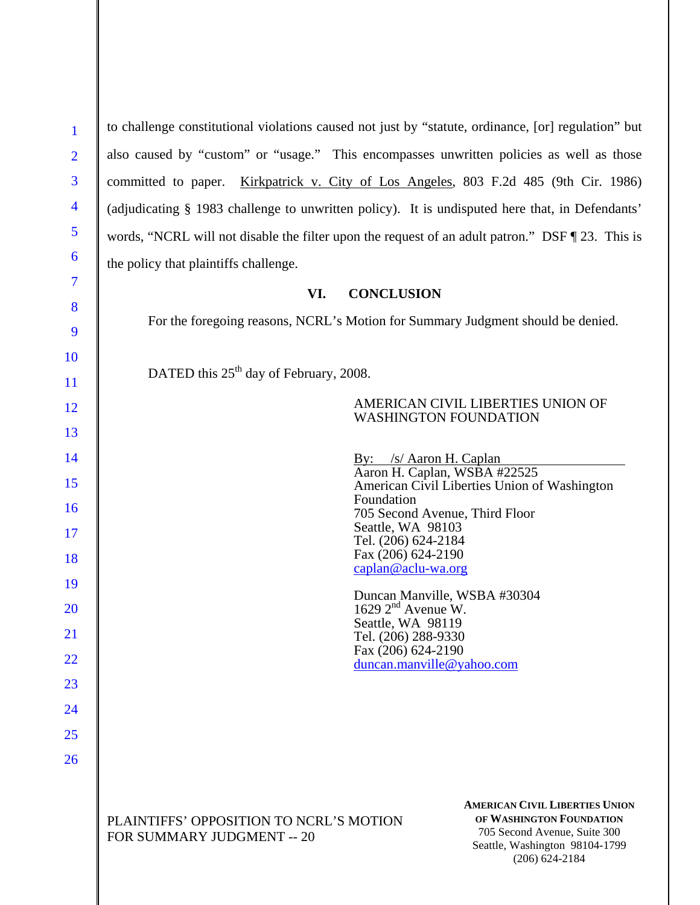to challenge constitutional violations caused not just by "statute, ordinance, [or] regulation" but also caused by "custom" or "usage." This encompasses unwritten policies as well as those committed to paper. Kirkpatrick v. City of Los Angeles, 803 F.2d 485 (9th Cir. 1986) (adjudicating § 1983 challenge to unwritten policy). It is undisputed here that, in Defendants' words, "NCRL will not disable the filter upon the request of an adult patron." DSF ¶ 23. This is the policy that plaintiffs challenge.

## VI. CONCLUSION

For the foregoing reasons, NCRL's Motion for Summary Judgment should be denied.

DATED this 25th day of February, 2008.

AMERICAN CIVIL LIBERTIES UNION OF WASHINGTON FOUNDATION

By: /s/ Aaron H. Caplan
Aaron H. Caplan, WSBA #22525
American Civil Liberties Union of Washington Foundation
705 Second Avenue, Third Floor
Seattle, WA 98103
Tel. (206) 624-2184
Fax (206) 624-2190
caplan@aclu-wa.org

Duncan Manville, WSBA #30304
1629 2nd Avenue W.
Seattle, WA 98119
Tel. (206) 288-9330
Fax (206) 624-2190
duncan.manville@yahoo.com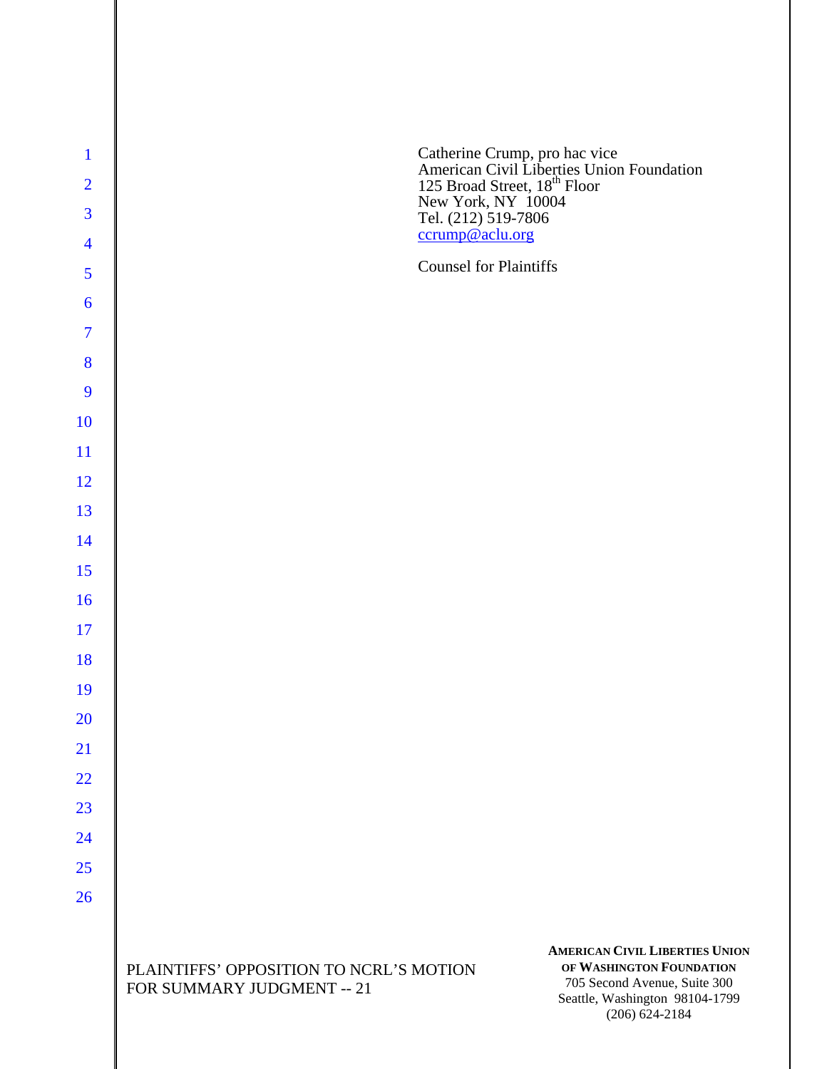Catherine Crump, pro hac vice
American Civil Liberties Union Foundation
125 Broad Street, 18th Floor
New York, NY 10004
Tel. (212) 519-7806
ccrump@aclu.org

Counsel for Plaintiffs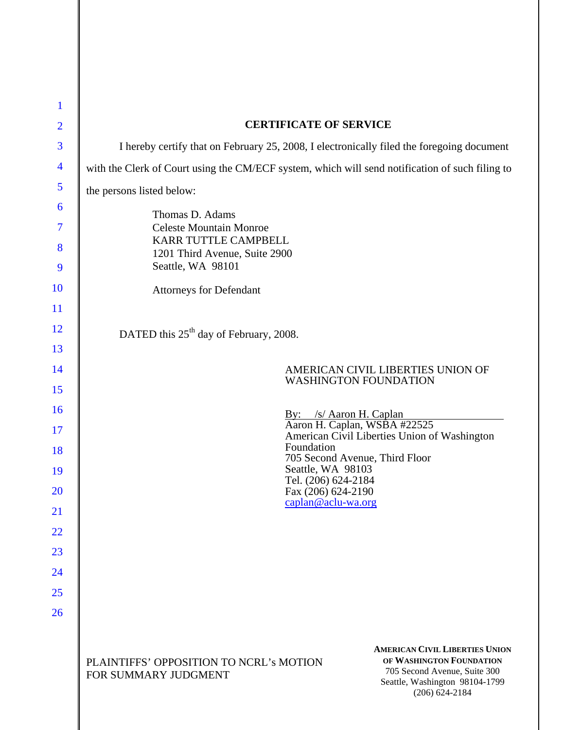## CERTIFICATE OF SERVICE

I hereby certify that on February 25, 2008, I electronically filed the foregoing document with the Clerk of Court using the CM/ECF system, which will send notification of such filing to the persons listed below:

Thomas D. Adams
Celeste Mountain Monroe
KARR TUTTLE CAMPBELL
1201 Third Avenue, Suite 2900
Seattle, WA 98101

Attorneys for Defendant

DATED this 25th day of February, 2008.

AMERICAN CIVIL LIBERTIES UNION OF WASHINGTON FOUNDATION

By: /s/ Aaron H. Caplan
Aaron H. Caplan, WSBA #22525
American Civil Liberties Union of Washington Foundation
705 Second Avenue, Third Floor
Seattle, WA 98103
Tel. (206) 624-2184
Fax (206) 624-2190
caplan@aclu-wa.org